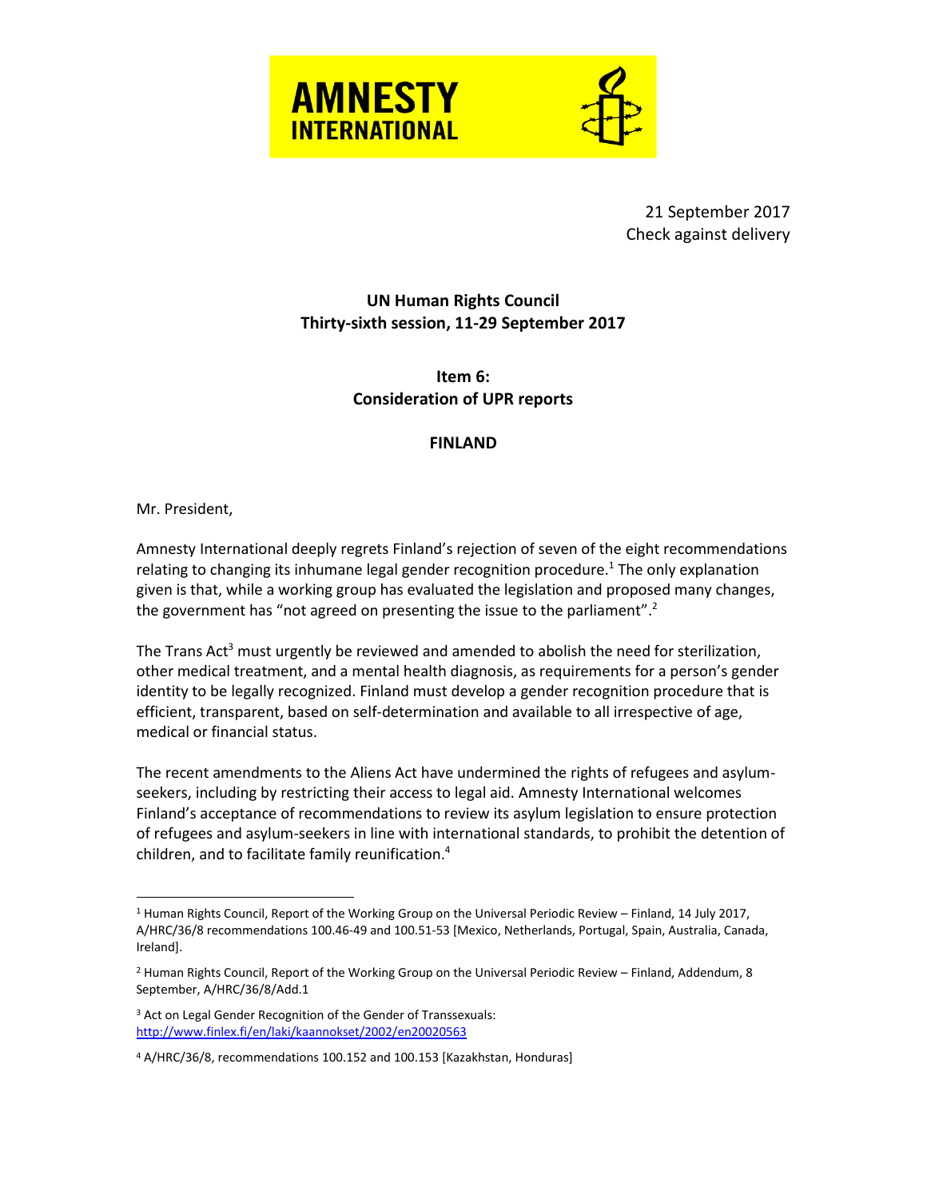AMNESTY INTERNATIONAL

21 September 2017
Check against delivery

**UN Human Rights Council**
**Thirty-sixth session, 11-29 September 2017**

**Item 6:**
**Consideration of UPR reports**

**FINLAND**

Mr. President,

Amnesty International deeply regrets Finland's rejection of seven of the eight recommendations relating to changing its inhumane legal gender recognition procedure.[1] The only explanation given is that, while a working group has evaluated the legislation and proposed many changes, the government has "not agreed on presenting the issue to the parliament".[2]

The Trans Act[3] must urgently be reviewed and amended to abolish the need for sterilization, other medical treatment, and a mental health diagnosis, as requirements for a person's gender identity to be legally recognized. Finland must develop a gender recognition procedure that is efficient, transparent, based on self-determination and available to all irrespective of age, medical or financial status.

The recent amendments to the Aliens Act have undermined the rights of refugees and asylum-seekers, including by restricting their access to legal aid. Amnesty International welcomes Finland's acceptance of recommendations to review its asylum legislation to ensure protection of refugees and asylum-seekers in line with international standards, to prohibit the detention of children, and to facilitate family reunification.[4]

---

[1] Human Rights Council, Report of the Working Group on the Universal Periodic Review – Finland, 14 July 2017, A/HRC/36/8 recommendations 100.46-49 and 100.51-53 [Mexico, Netherlands, Portugal, Spain, Australia, Canada, Ireland].

[2] Human Rights Council, Report of the Working Group on the Universal Periodic Review – Finland, Addendum, 8 September, A/HRC/36/8/Add.1

[3] Act on Legal Gender Recognition of the Gender of Transsexuals: http://www.finlex.fi/en/laki/kaannokset/2002/en20020563

[4] A/HRC/36/8, recommendations 100.152 and 100.153 [Kazakhstan, Honduras]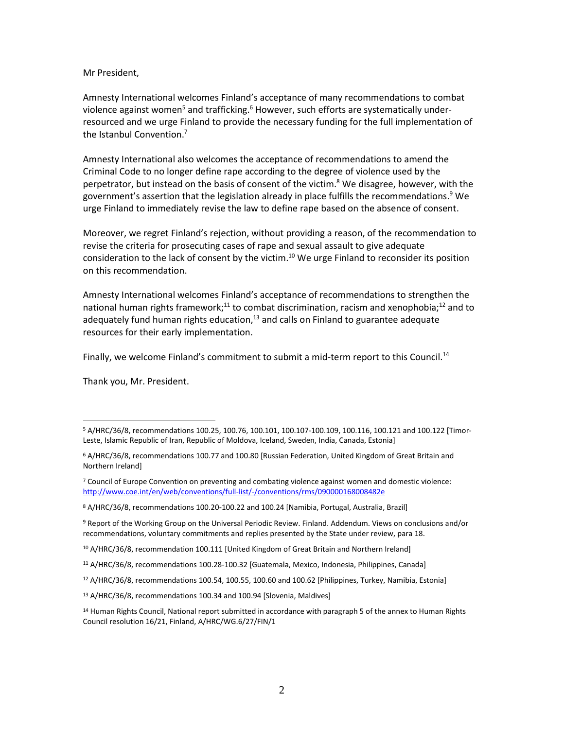Mr President,

Amnesty International welcomes Finland's acceptance of many recommendations to combat violence against women[5] and trafficking.[6] However, such efforts are systematically under-resourced and we urge Finland to provide the necessary funding for the full implementation of the Istanbul Convention.[7]

Amnesty International also welcomes the acceptance of recommendations to amend the Criminal Code to no longer define rape according to the degree of violence used by the perpetrator, but instead on the basis of consent of the victim.[8] We disagree, however, with the government's assertion that the legislation already in place fulfills the recommendations.[9] We urge Finland to immediately revise the law to define rape based on the absence of consent.

Moreover, we regret Finland's rejection, without providing a reason, of the recommendation to revise the criteria for prosecuting cases of rape and sexual assault to give adequate consideration to the lack of consent by the victim.[10] We urge Finland to reconsider its position on this recommendation.

Amnesty International welcomes Finland's acceptance of recommendations to strengthen the national human rights framework;[11] to combat discrimination, racism and xenophobia;[12] and to adequately fund human rights education,[13] and calls on Finland to guarantee adequate resources for their early implementation.

Finally, we welcome Finland's commitment to submit a mid-term report to this Council.[14]

Thank you, Mr. President.

---

[5] A/HRC/36/8, recommendations 100.25, 100.76, 100.101, 100.107-100.109, 100.116, 100.121 and 100.122 [Timor-Leste, Islamic Republic of Iran, Republic of Moldova, Iceland, Sweden, India, Canada, Estonia]

[6] A/HRC/36/8, recommendations 100.77 and 100.80 [Russian Federation, United Kingdom of Great Britain and Northern Ireland]

[7] Council of Europe Convention on preventing and combating violence against women and domestic violence: http://www.coe.int/en/web/conventions/full-list/-/conventions/rms/090000168008482e

[8] A/HRC/36/8, recommendations 100.20-100.22 and 100.24 [Namibia, Portugal, Australia, Brazil]

[9] Report of the Working Group on the Universal Periodic Review. Finland. Addendum. Views on conclusions and/or recommendations, voluntary commitments and replies presented by the State under review, para 18.

[10] A/HRC/36/8, recommendation 100.111 [United Kingdom of Great Britain and Northern Ireland]

[11] A/HRC/36/8, recommendations 100.28-100.32 [Guatemala, Mexico, Indonesia, Philippines, Canada]

[12] A/HRC/36/8, recommendations 100.54, 100.55, 100.60 and 100.62 [Philippines, Turkey, Namibia, Estonia]

[13] A/HRC/36/8, recommendations 100.34 and 100.94 [Slovenia, Maldives]

[14] Human Rights Council, National report submitted in accordance with paragraph 5 of the annex to Human Rights Council resolution 16/21, Finland, A/HRC/WG.6/27/FIN/1